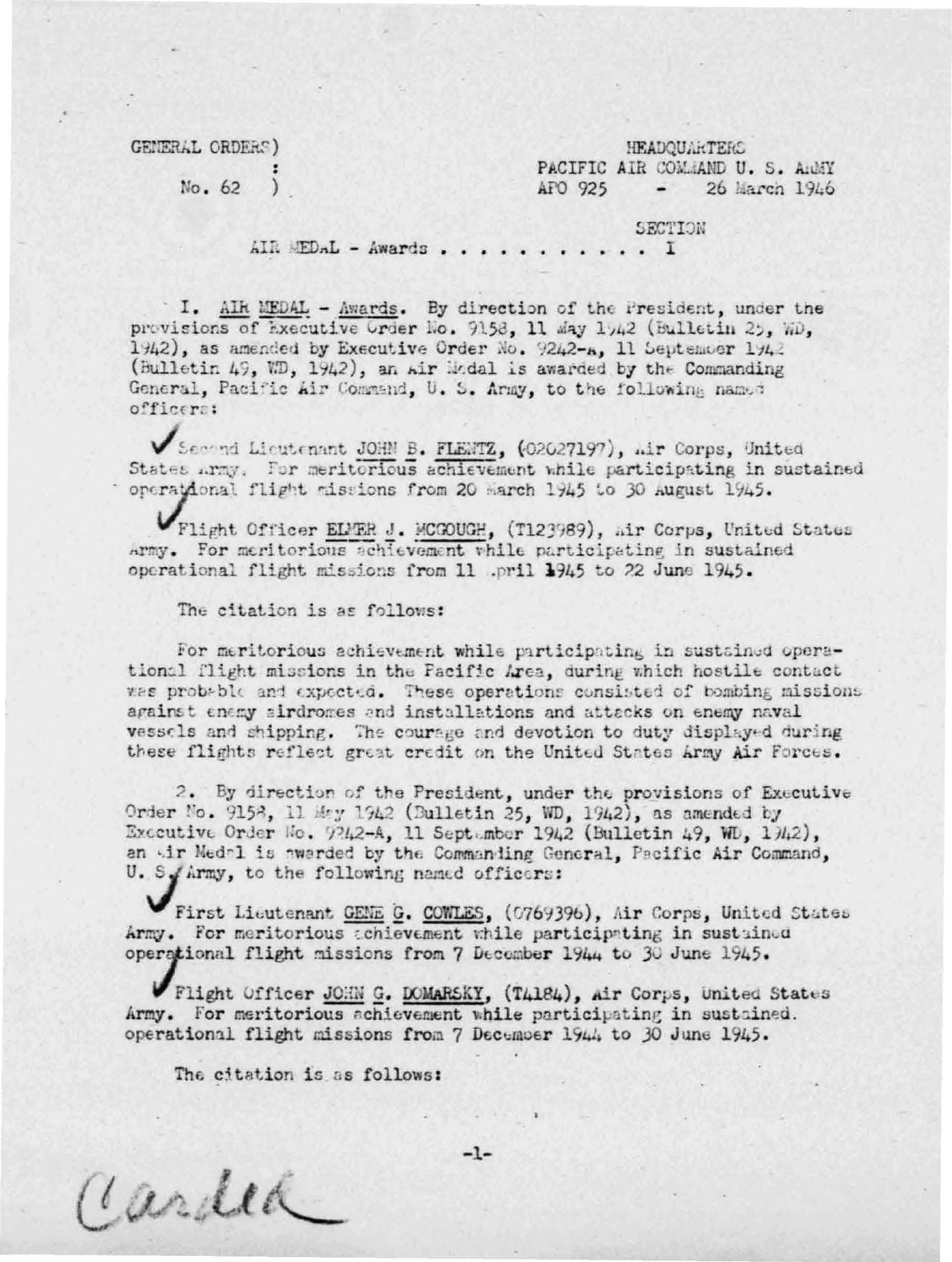GENERAL ORDERS)
:
No. 62 )

HEADQUARTERS
PACIFIC AIR COMMAND U. S. ARMY
APO 925 - 26 March 1946

SECTION

AIR MEDAL - Awards . . . . . . . . . . . I

I. AIR MEDAL - Awards. By direction of the President, under the provisions of Executive Order No. 9158, 11 May 1942 (Bulletin 25, WD, 1942), as amended by Executive Order No. 9242-A, 11 September 1942 (Bulletin 49, WD, 1942), an Air Medal is awarded by the Commanding General, Pacific Air Command, U. S. Army, to the following named officers:

Second Lieutenant JOHN B. FLENTZ, (O2027197), Air Corps, United States Army. For meritorious achievement while participating in sustained operational flight missions from 20 March 1945 to 30 August 1945.

Flight Officer ELMER J. MCGOUGH, (T123989), Air Corps, United States Army. For meritorious achievement while participating in sustained operational flight missions from 11 April 1945 to 22 June 1945.

The citation is as follows:

For meritorious achievement while participating in sustained operational flight missions in the Pacific Area, during which hostile contact was probable and expected. These operations consisted of bombing missions against enemy airdromes and installations and attacks on enemy naval vessels and shipping. The courage and devotion to duty displayed during these flights reflect great credit on the United States Army Air Forces.

2. By direction of the President, under the provisions of Executive Order No. 9158, 11 May 1942 (Bulletin 25, WD, 1942), as amended by Executive Order No. 9242-A, 11 September 1942 (Bulletin 49, WD, 1942), an Air Medal is awarded by the Commanding General, Pacific Air Command, U. S. Army, to the following named officers:

First Lieutenant GENE G. COWLES, (O769396), Air Corps, United States Army. For meritorious achievement while participating in sustained operational flight missions from 7 December 1944 to 30 June 1945.

Flight Officer JOHN G. DOMARSKY, (T4184), Air Corps, United States Army. For meritorious achievement while participating in sustained operational flight missions from 7 December 1944 to 30 June 1945.

The citation is as follows:

Carded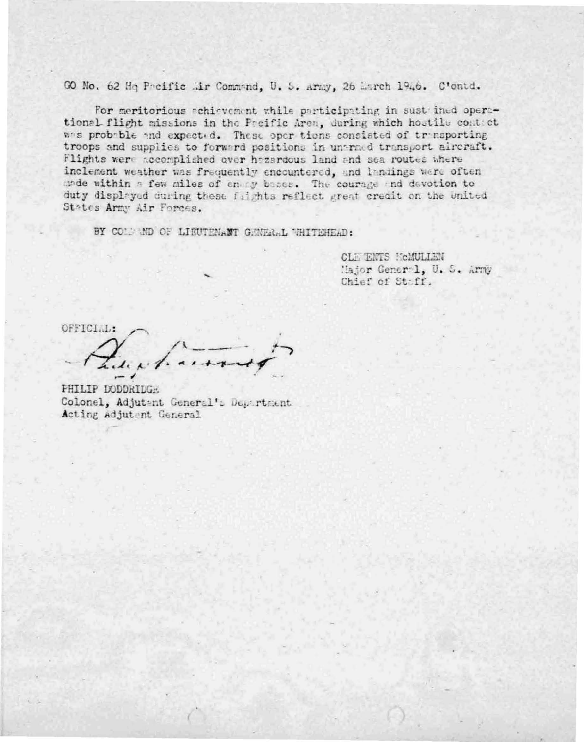GO No. 62 Hq Pacific Air Command, U. S. Army, 26 March 1946. C'ontd.

For meritorious achievement while participating in sustained operational flight missions in the Pacific Area, during which hostile contact was probable and expected. These operations consisted of transporting troops and supplies to forward positions in unarmed transport aircraft. Flights were accomplished over hazardous land and sea routes where inclement weather was frequently encountered, and landings were often made within a few miles of enemy bases. The courage and devotion to duty displayed during these flights reflect great credit on the United States Army Air Forces.

BY COMMAND OF LIEUTENANT GENERAL WHITEHEAD:

CLEMENTS McMULLEN
Major General, U. S. Army
Chief of Staff.

OFFICIAL:

PHILIP DODDRIDGE
Colonel, Adjutant General's Department
Acting Adjutant General